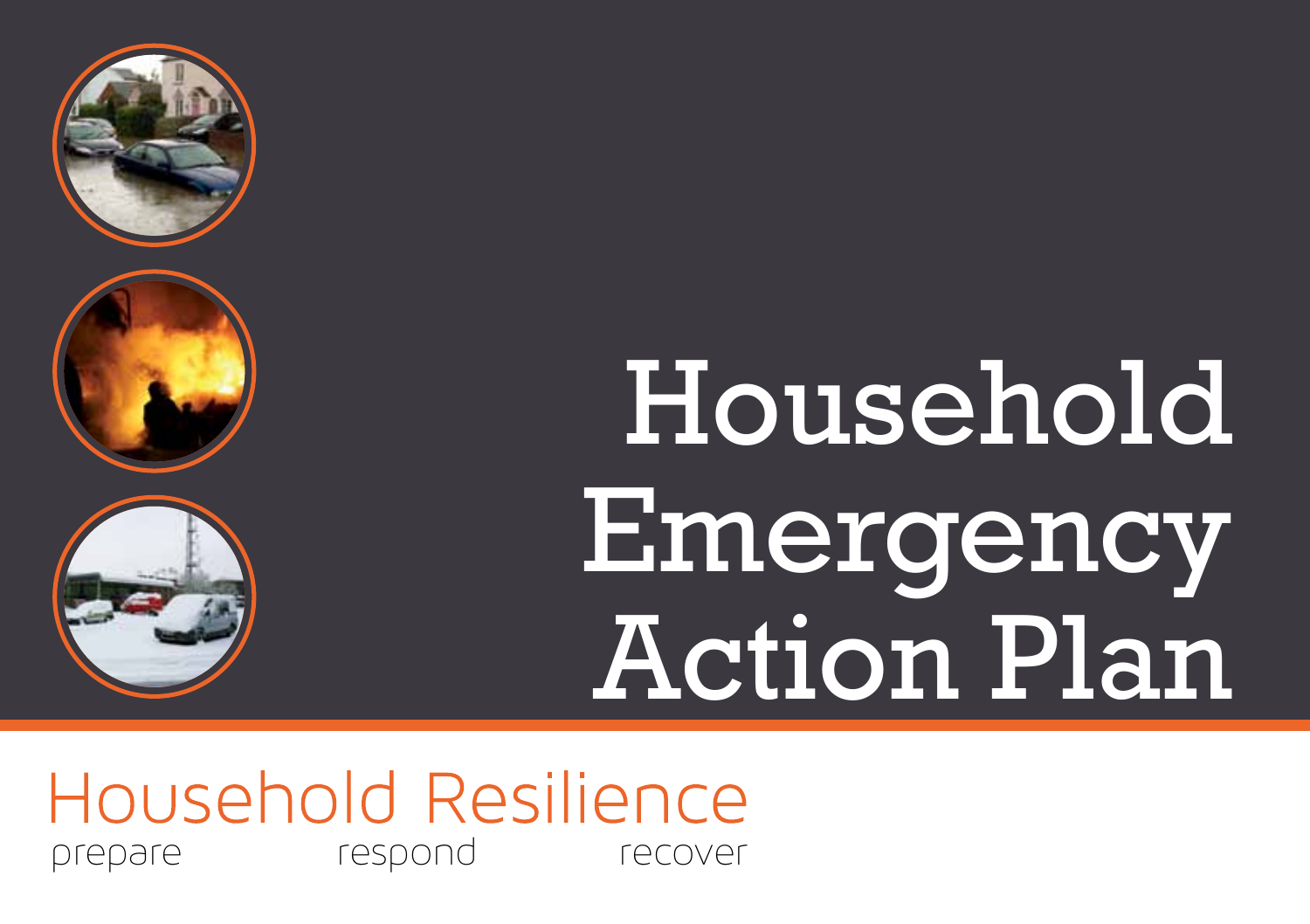# Household Emergency Action Plan

## Household Resilience

prepare respond recover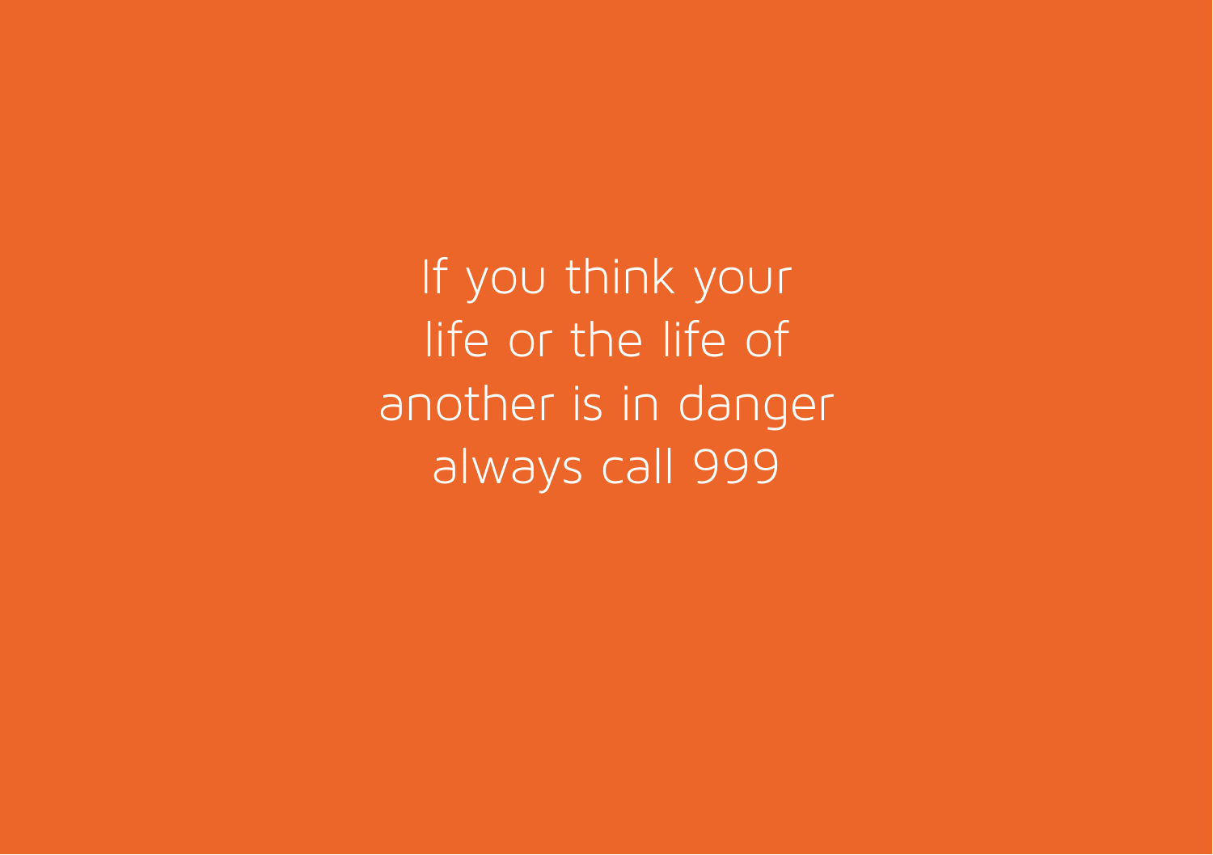If you think your
life or the life of
another is in danger
always call 999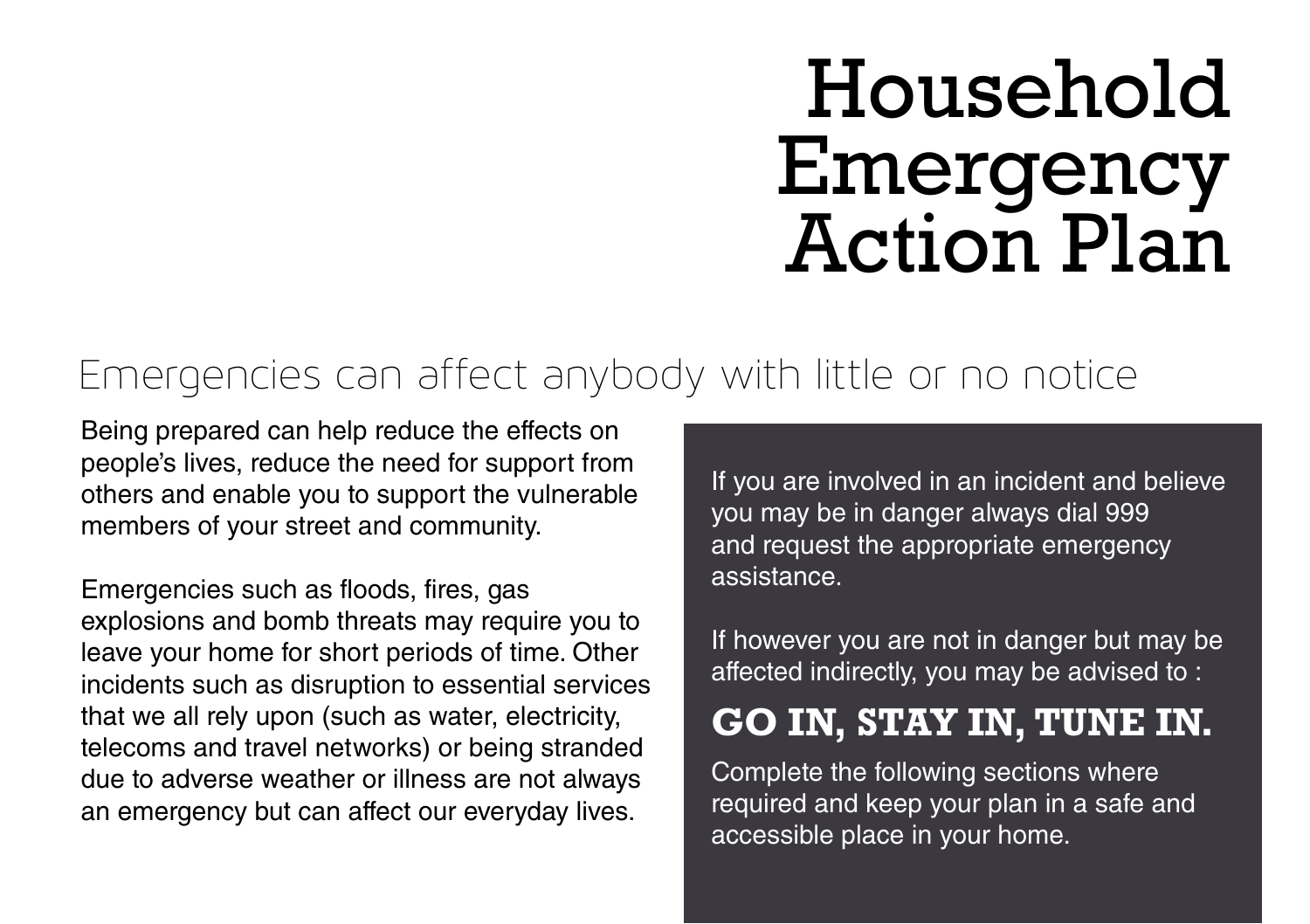# Household Emergency Action Plan

## Emergencies can affect anybody with little or no notice

Being prepared can help reduce the effects on people's lives, reduce the need for support from others and enable you to support the vulnerable members of your street and community.

Emergencies such as floods, fires, gas explosions and bomb threats may require you to leave your home for short periods of time. Other incidents such as disruption to essential services that we all rely upon (such as water, electricity, telecoms and travel networks) or being stranded due to adverse weather or illness are not always an emergency but can affect our everyday lives.

If you are involved in an incident and believe you may be in danger always dial 999 and request the appropriate emergency assistance.

If however you are not in danger but may be affected indirectly, you may be advised to :

**GO IN, STAY IN, TUNE IN.**

Complete the following sections where required and keep your plan in a safe and accessible place in your home.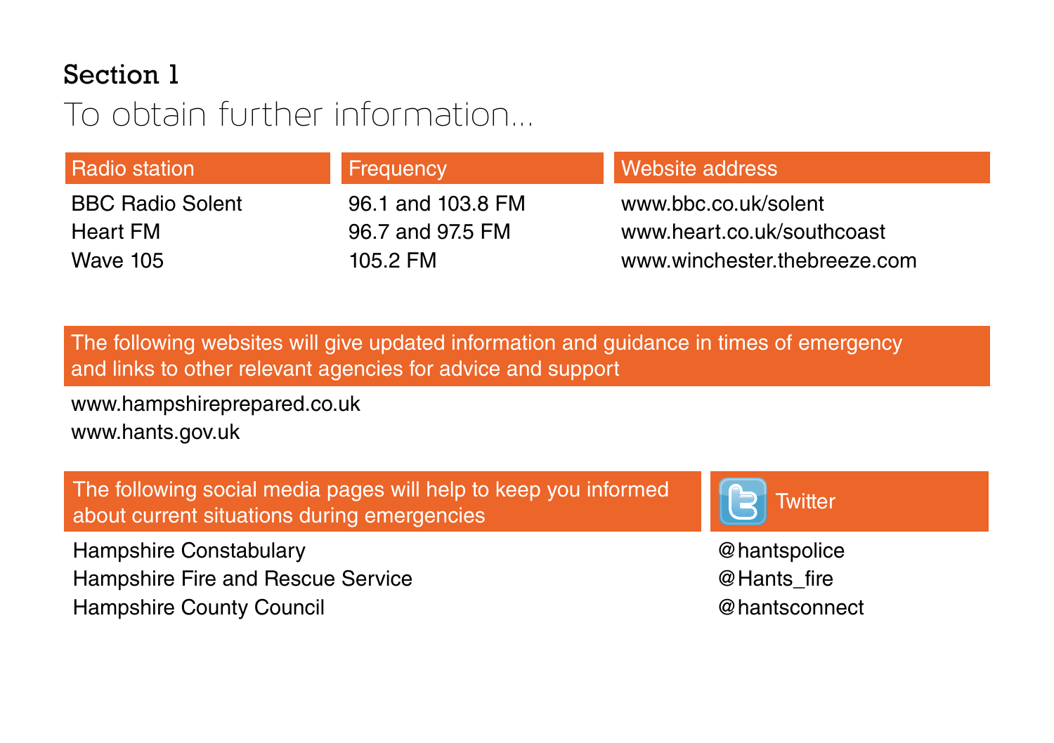## Section 1

# To obtain further information...

| Radio station | Frequency | Website address |
| --- | --- | --- |
| BBC Radio Solent | 96.1 and 103.8 FM | www.bbc.co.uk/solent |
| Heart FM | 96.7 and 97.5 FM | www.heart.co.uk/southcoast |
| Wave 105 | 105.2 FM | www.winchester.thebreeze.com |

**The following websites will give updated information and guidance in times of emergency and links to other relevant agencies for advice and support**

www.hampshireprepared.co.uk
www.hants.gov.uk

| The following social media pages will help to keep you informed about current situations during emergencies | Twitter |
| --- | --- |
| Hampshire Constabulary | @hantspolice |
| Hampshire Fire and Rescue Service | @Hants_fire |
| Hampshire County Council | @hantsconnect |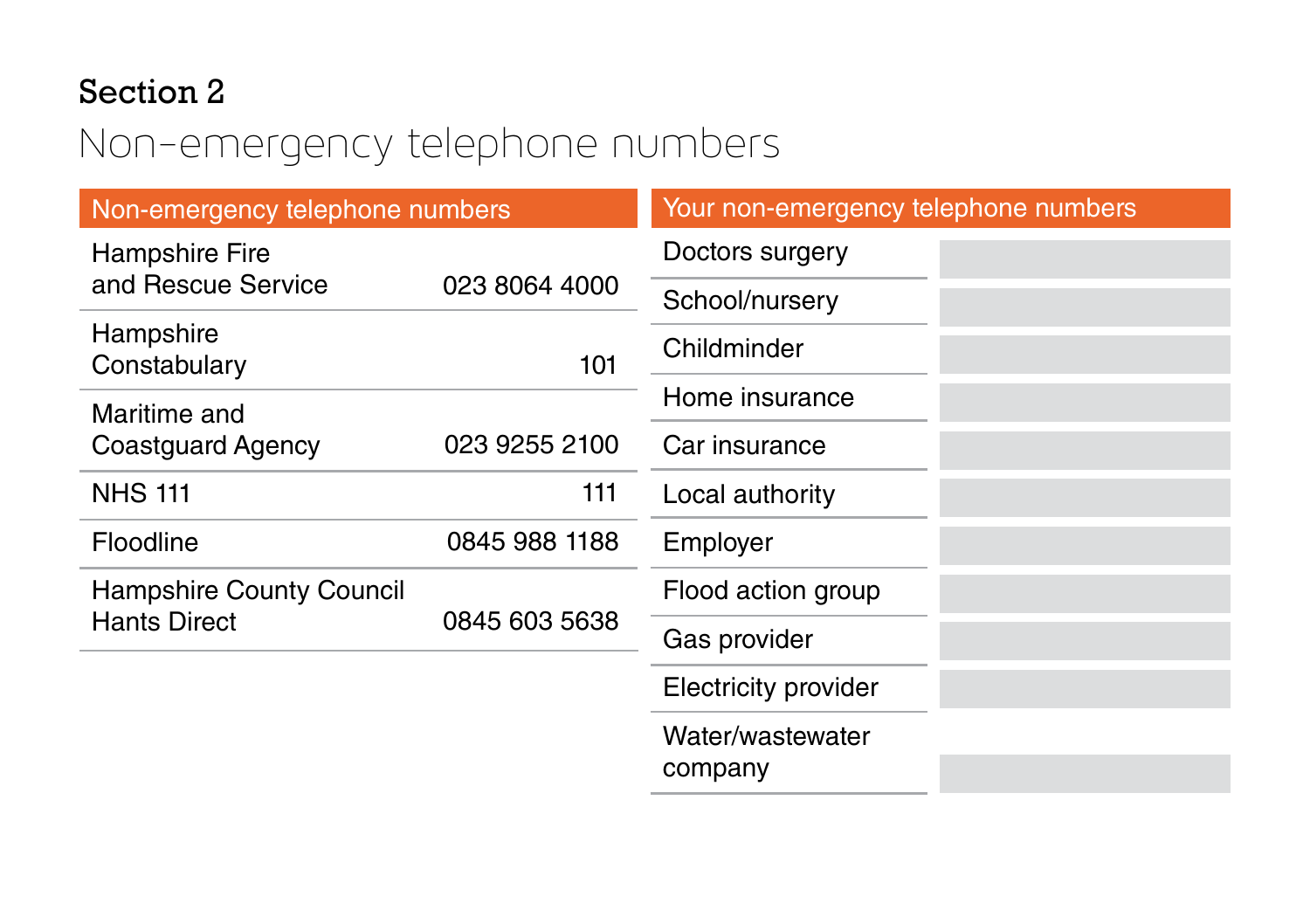## Section 2

# Non-emergency telephone numbers

| Non-emergency telephone numbers | |
|---|---|
| Hampshire Fire and Rescue Service | 023 8064 4000 |
| Hampshire Constabulary | 101 |
| Maritime and Coastguard Agency | 023 9255 2100 |
| NHS 111 | 111 |
| Floodline | 0845 988 1188 |
| Hampshire County Council Hants Direct | 0845 603 5638 |

| Your non-emergency telephone numbers | |
|---|---|
| Doctors surgery | |
| School/nursery | |
| Childminder | |
| Home insurance | |
| Car insurance | |
| Local authority | |
| Employer | |
| Flood action group | |
| Gas provider | |
| Electricity provider | |
| Water/wastewater company | |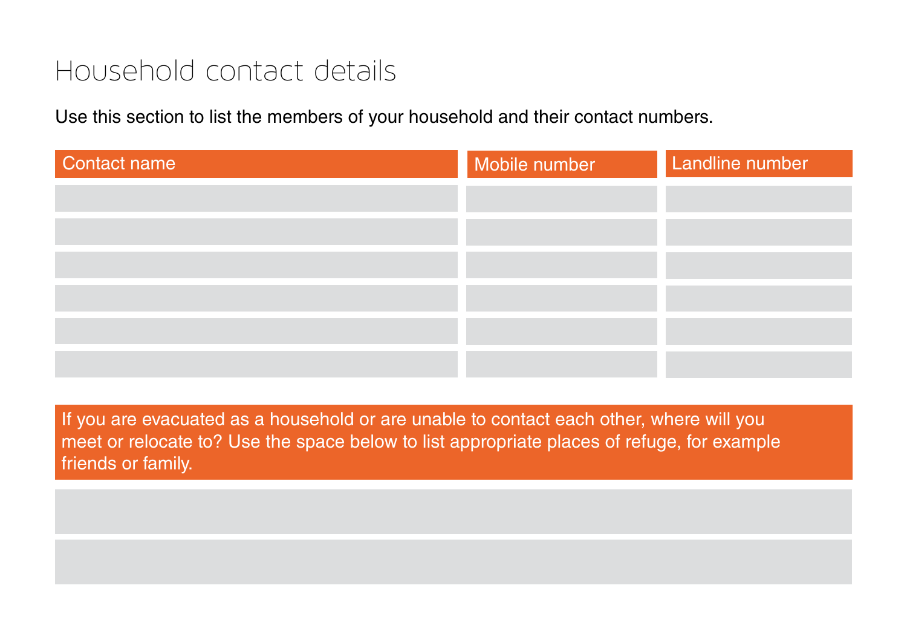# Household contact details

Use this section to list the members of your household and their contact numbers.

| Contact name | Mobile number | Landline number |
|---|---|---|
| | | |
| | | |
| | | |
| | | |
| | | |
| | | |

| If you are evacuated as a household or are unable to contact each other, where will you meet or relocate to? Use the space below to list appropriate places of refuge, for example friends or family. |
|---|
| |
| |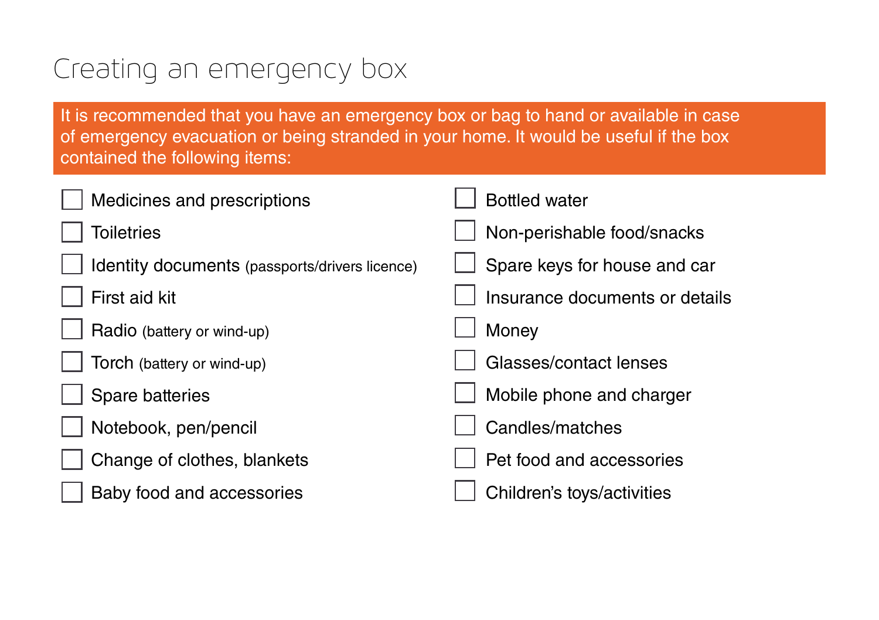# Creating an emergency box

It is recommended that you have an emergency box or bag to hand or available in case of emergency evacuation or being stranded in your home. It would be useful if the box contained the following items:

- [ ] Medicines and prescriptions
- [ ] Toiletries
- [ ] Identity documents (passports/drivers licence)
- [ ] First aid kit
- [ ] Radio (battery or wind-up)
- [ ] Torch (battery or wind-up)
- [ ] Spare batteries
- [ ] Notebook, pen/pencil
- [ ] Change of clothes, blankets
- [ ] Baby food and accessories
- [ ] Bottled water
- [ ] Non-perishable food/snacks
- [ ] Spare keys for house and car
- [ ] Insurance documents or details
- [ ] Money
- [ ] Glasses/contact lenses
- [ ] Mobile phone and charger
- [ ] Candles/matches
- [ ] Pet food and accessories
- [ ] Children's toys/activities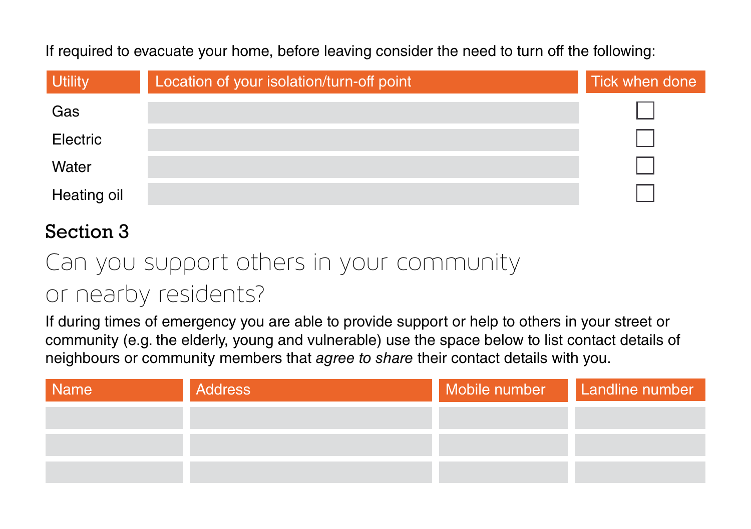If required to evacuate your home, before leaving consider the need to turn off the following:

| Utility | Location of your isolation/turn-off point | Tick when done |
| --- | --- | --- |
| Gas | | ☐ |
| Electric | | ☐ |
| Water | | ☐ |
| Heating oil | | ☐ |

## Section 3

# Can you support others in your community or nearby residents?

If during times of emergency you are able to provide support or help to others in your street or community (e.g. the elderly, young and vulnerable) use the space below to list contact details of neighbours or community members that *agree to share* their contact details with you.

| Name | Address | Mobile number | Landline number |
| --- | --- | --- | --- |
| | | | |
| | | | |
| | | | |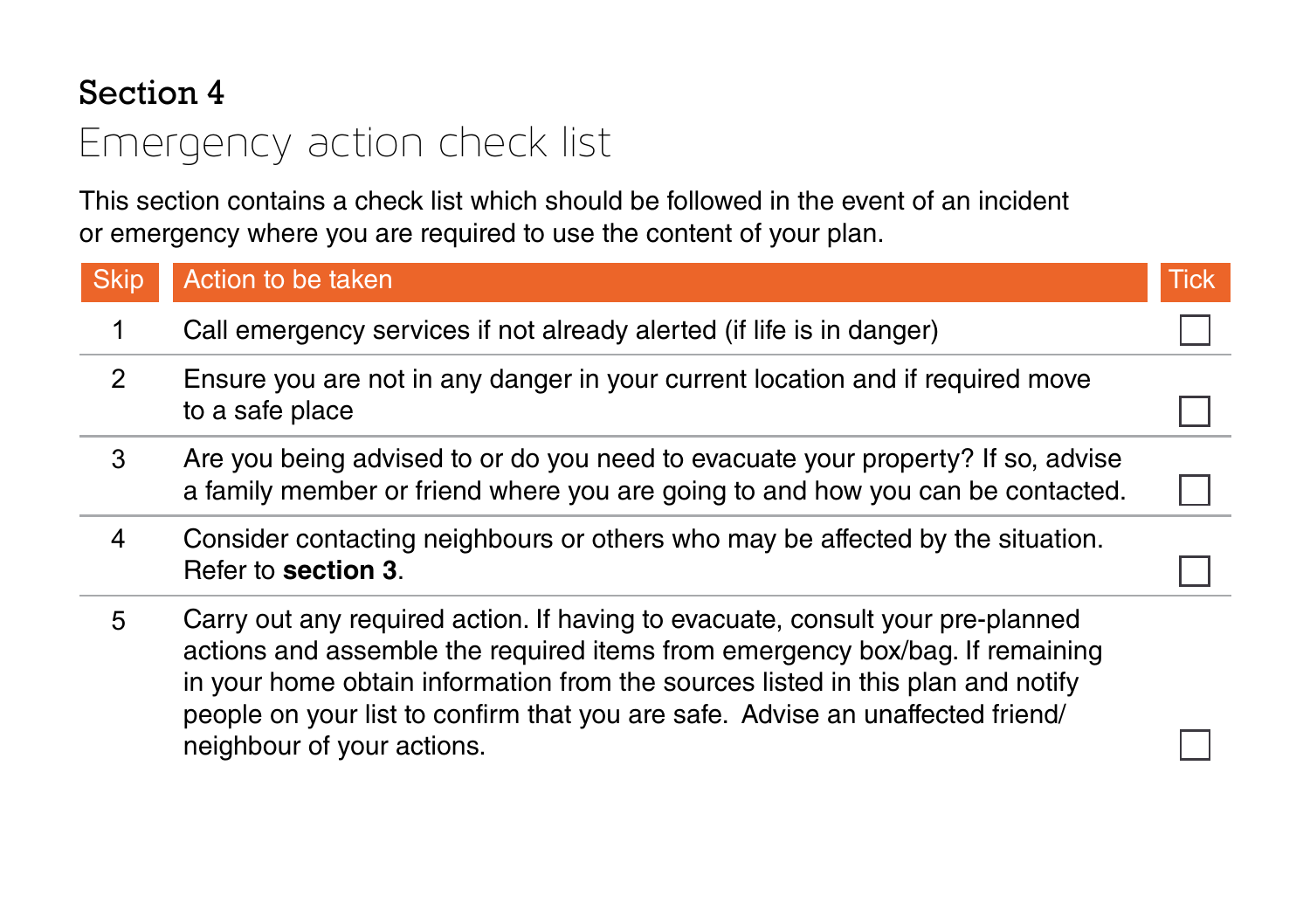## Section 4

# Emergency action check list

This section contains a check list which should be followed in the event of an incident or emergency where you are required to use the content of your plan.

| Skip | Action to be taken | Tick |
|---|---|---|
| 1 | Call emergency services if not already alerted (if life is in danger) | ☐ |
| 2 | Ensure you are not in any danger in your current location and if required move to a safe place | ☐ |
| 3 | Are you being advised to or do you need to evacuate your property? If so, advise a family member or friend where you are going to and how you can be contacted. | ☐ |
| 4 | Consider contacting neighbours or others who may be affected by the situation. Refer to **section 3**. | ☐ |
| 5 | Carry out any required action. If having to evacuate, consult your pre-planned actions and assemble the required items from emergency box/bag. If remaining in your home obtain information from the sources listed in this plan and notify people on your list to confirm that you are safe. Advise an unaffected friend/ neighbour of your actions. | ☐ |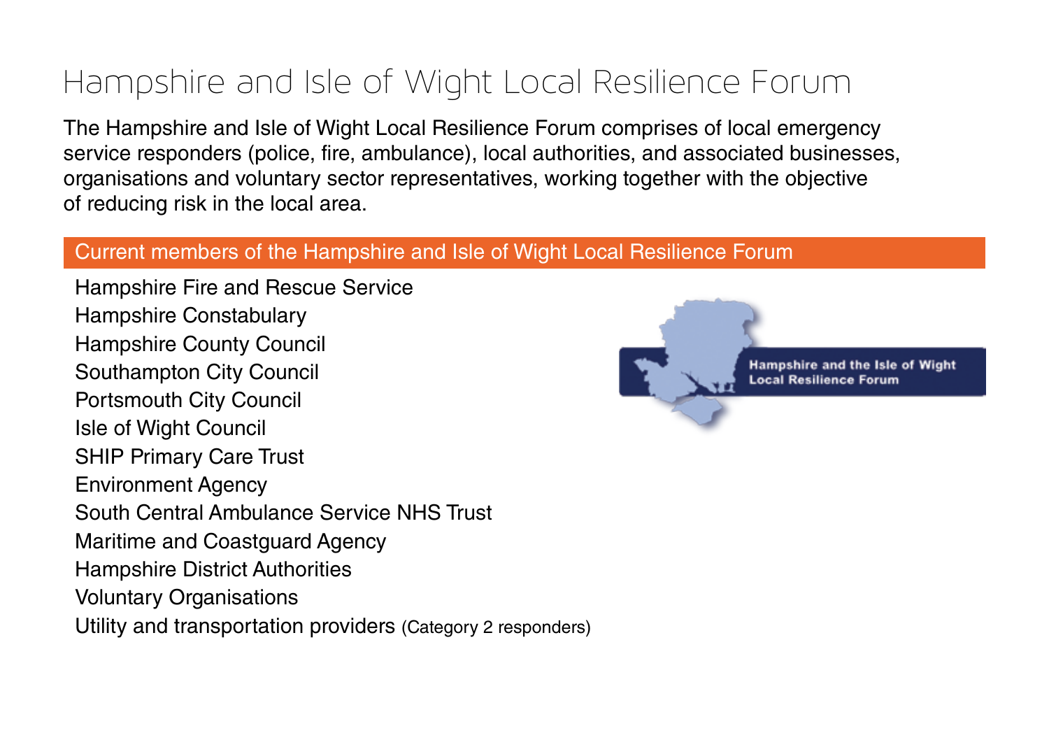# Hampshire and Isle of Wight Local Resilience Forum

The Hampshire and Isle of Wight Local Resilience Forum comprises of local emergency service responders (police, fire, ambulance), local authorities, and associated businesses, organisations and voluntary sector representatives, working together with the objective of reducing risk in the local area.

## Current members of the Hampshire and Isle of Wight Local Resilience Forum

- Hampshire Fire and Rescue Service
- Hampshire Constabulary
- Hampshire County Council
- Southampton City Council
- Portsmouth City Council
- Isle of Wight Council
- SHIP Primary Care Trust
- Environment Agency
- South Central Ambulance Service NHS Trust
- Maritime and Coastguard Agency
- Hampshire District Authorities
- Voluntary Organisations
- Utility and transportation providers (Category 2 responders)

Hampshire and the Isle of Wight Local Resilience Forum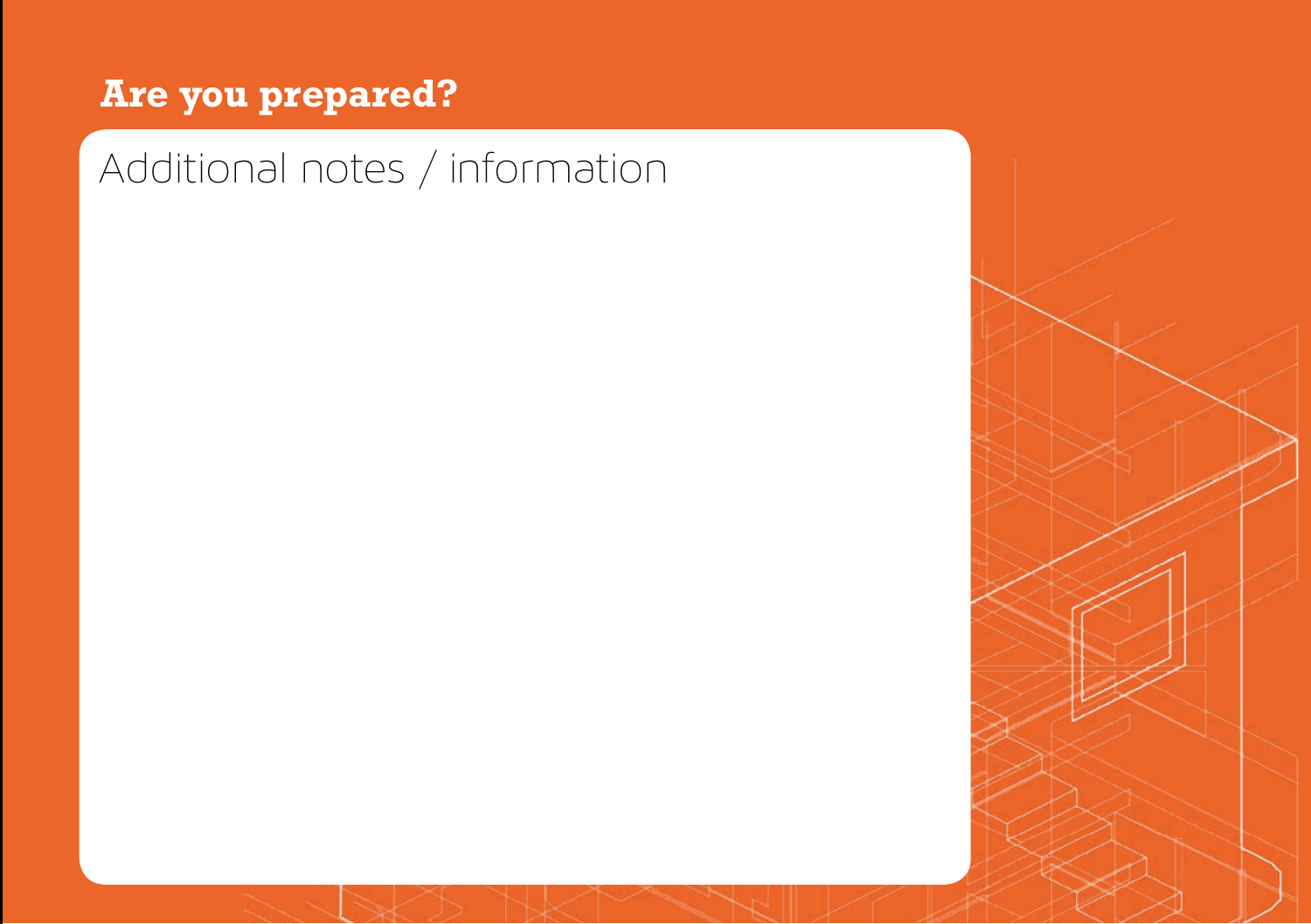**Are you prepared?**

## Additional notes / information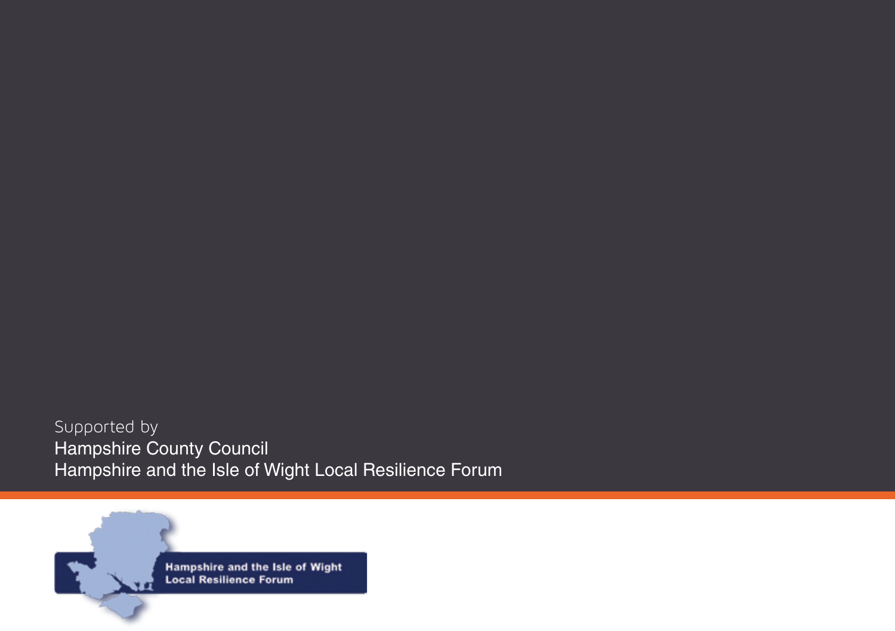Supported by

Hampshire County Council

Hampshire and the Isle of Wight Local Resilience Forum

Hampshire and the Isle of Wight
Local Resilience Forum